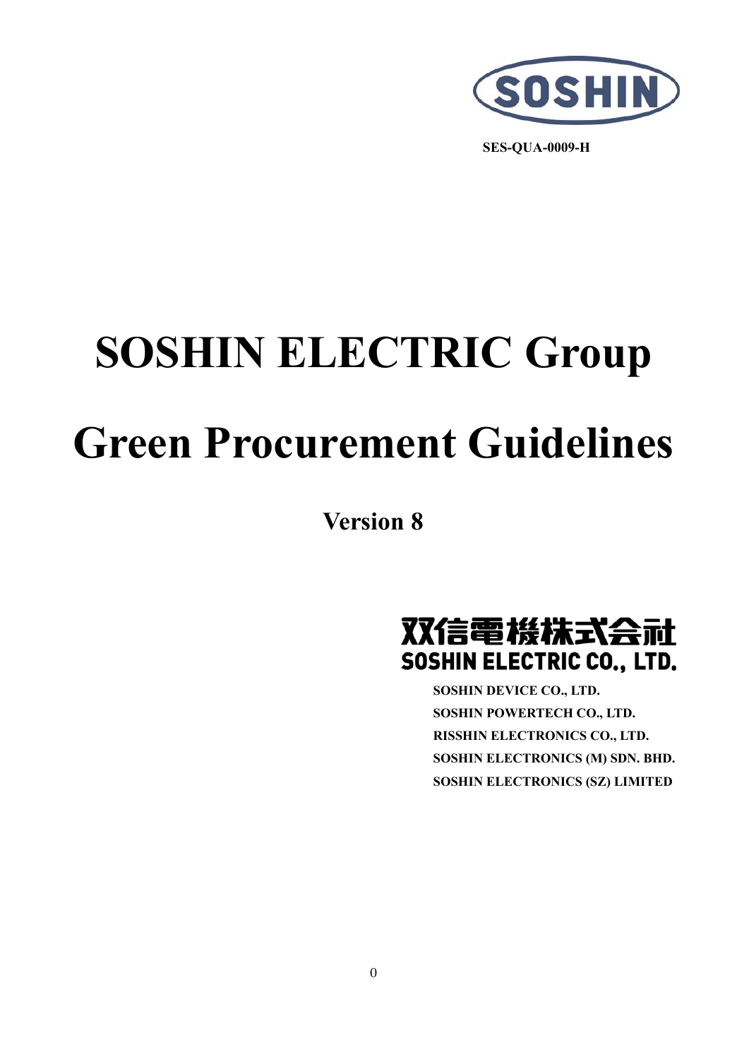SOSHIN

SES-QUA-0009-H

# SOSHIN ELECTRIC Group

# Green Procurement Guidelines

**Version 8**

**双信電機株式会社**
**SOSHIN ELECTRIC CO., LTD.**

**SOSHIN DEVICE CO., LTD.**
**SOSHIN POWERTECH CO., LTD.**
**RISSHIN ELECTRONICS CO., LTD.**
**SOSHIN ELECTRONICS (M) SDN. BHD.**
**SOSHIN ELECTRONICS (SZ) LIMITED**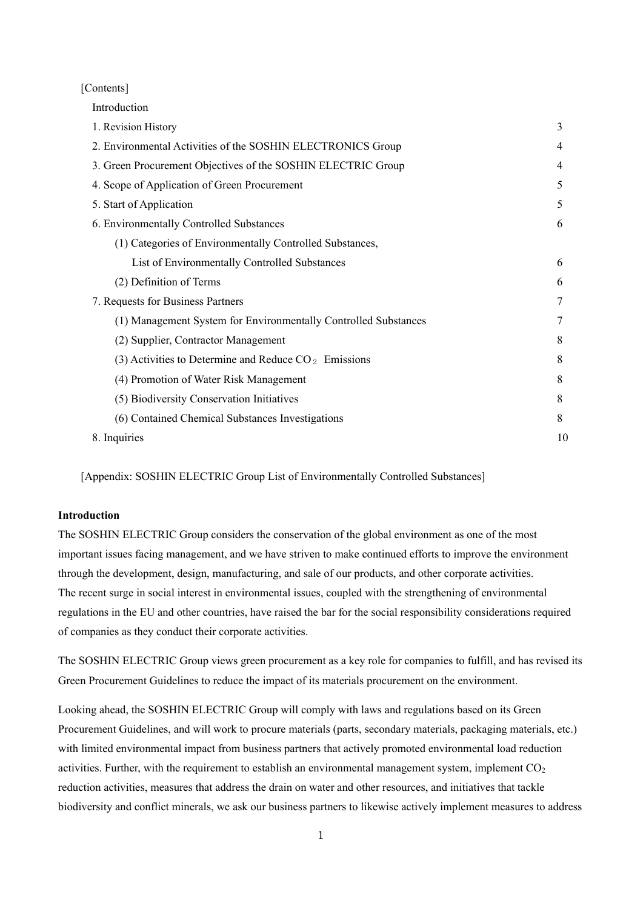[Contents]

| | |
|---|---|
| Introduction | |
| 1. Revision History | 3 |
| 2. Environmental Activities of the SOSHIN ELECTRONICS Group | 4 |
| 3. Green Procurement Objectives of the SOSHIN ELECTRIC Group | 4 |
| 4. Scope of Application of Green Procurement | 5 |
| 5. Start of Application | 5 |
| 6. Environmentally Controlled Substances | 6 |
| (1) Categories of Environmentally Controlled Substances, List of Environmentally Controlled Substances | 6 |
| (2) Definition of Terms | 6 |
| 7. Requests for Business Partners | 7 |
| (1) Management System for Environmentally Controlled Substances | 7 |
| (2) Supplier, Contractor Management | 8 |
| (3) Activities to Determine and Reduce $CO_2$ Emissions | 8 |
| (4) Promotion of Water Risk Management | 8 |
| (5) Biodiversity Conservation Initiatives | 8 |
| (6) Contained Chemical Substances Investigations | 8 |
| 8. Inquiries | 10 |

[Appendix: SOSHIN ELECTRIC Group List of Environmentally Controlled Substances]

**Introduction**

The SOSHIN ELECTRIC Group considers the conservation of the global environment as one of the most important issues facing management, and we have striven to make continued efforts to improve the environment through the development, design, manufacturing, and sale of our products, and other corporate activities. The recent surge in social interest in environmental issues, coupled with the strengthening of environmental regulations in the EU and other countries, have raised the bar for the social responsibility considerations required of companies as they conduct their corporate activities.

The SOSHIN ELECTRIC Group views green procurement as a key role for companies to fulfill, and has revised its Green Procurement Guidelines to reduce the impact of its materials procurement on the environment.

Looking ahead, the SOSHIN ELECTRIC Group will comply with laws and regulations based on its Green Procurement Guidelines, and will work to procure materials (parts, secondary materials, packaging materials, etc.) with limited environmental impact from business partners that actively promoted environmental load reduction activities. Further, with the requirement to establish an environmental management system, implement $CO_2$ reduction activities, measures that address the drain on water and other resources, and initiatives that tackle biodiversity and conflict minerals, we ask our business partners to likewise actively implement measures to address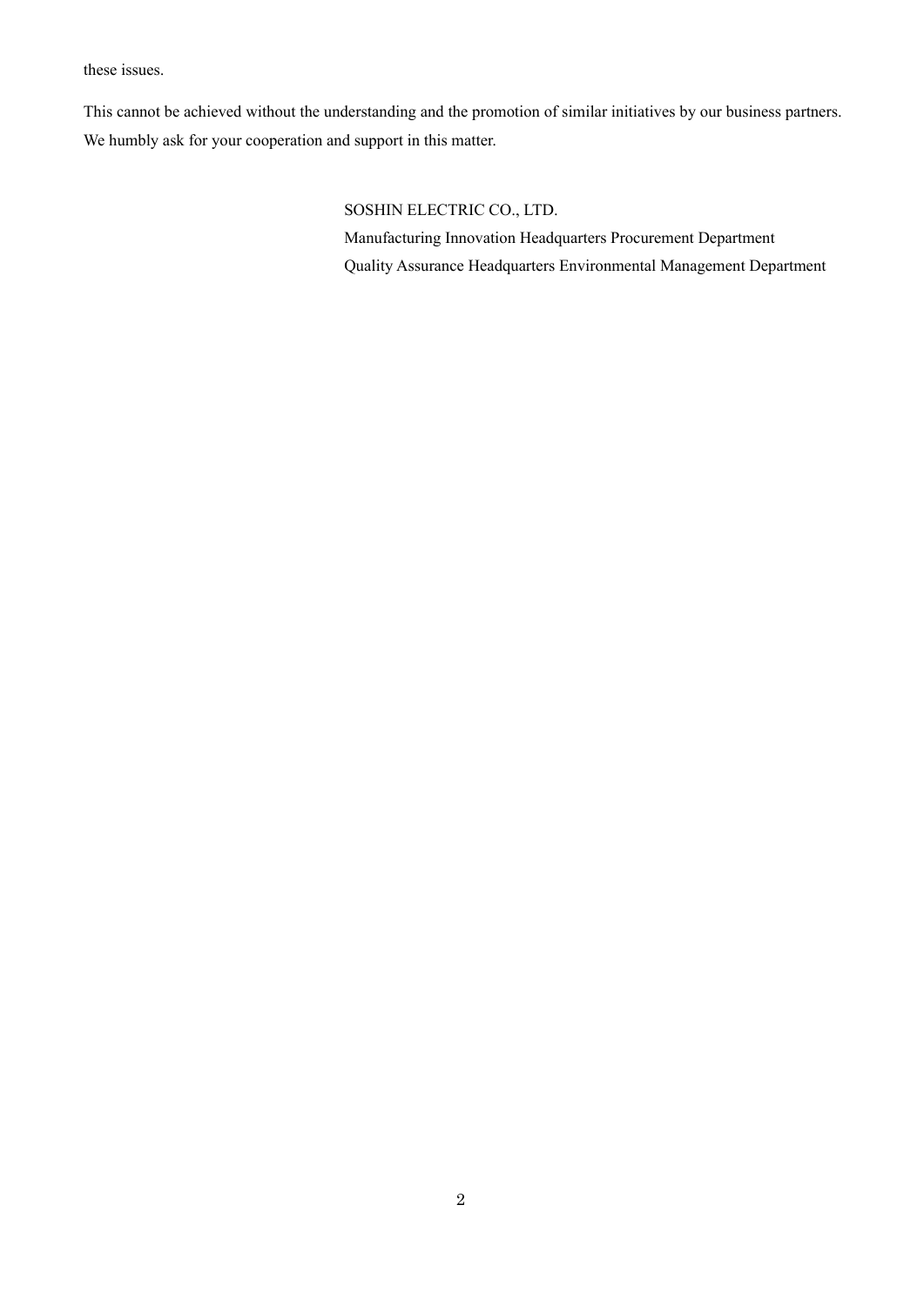these issues.

This cannot be achieved without the understanding and the promotion of similar initiatives by our business partners. We humbly ask for your cooperation and support in this matter.

SOSHIN ELECTRIC CO., LTD.
Manufacturing Innovation Headquarters Procurement Department
Quality Assurance Headquarters Environmental Management Department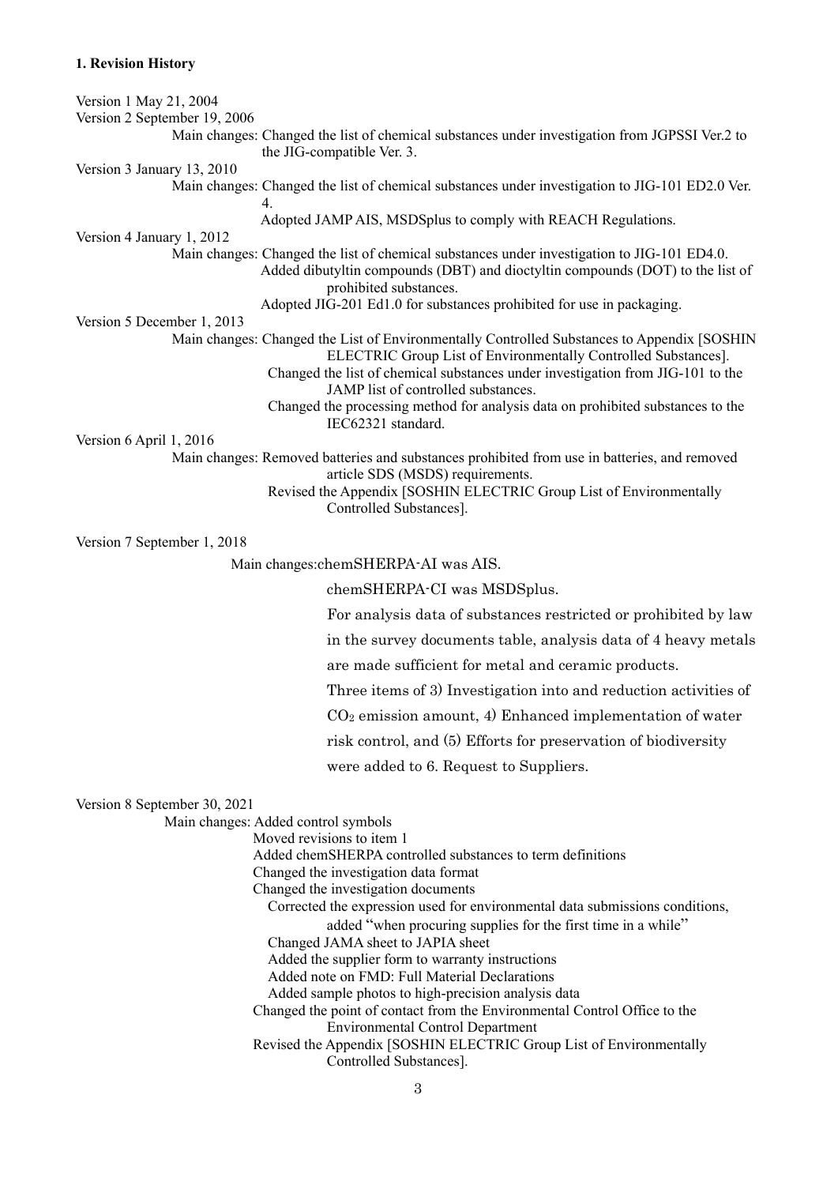### 1. Revision History

Version 1 May 21, 2004

Version 2 September 19, 2006

Main changes: Changed the list of chemical substances under investigation from JGPSSI Ver.2 to the JIG-compatible Ver. 3.

Version 3 January 13, 2010

Main changes: Changed the list of chemical substances under investigation to JIG-101 ED2.0 Ver. 4.

Adopted JAMP AIS, MSDSplus to comply with REACH Regulations.

Version 4 January 1, 2012

Main changes: Changed the list of chemical substances under investigation to JIG-101 ED4.0.

Added dibutyltin compounds (DBT) and dioctyltin compounds (DOT) to the list of prohibited substances.

Adopted JIG-201 Ed1.0 for substances prohibited for use in packaging.

Version 5 December 1, 2013

Main changes: Changed the List of Environmentally Controlled Substances to Appendix [SOSHIN ELECTRIC Group List of Environmentally Controlled Substances].

Changed the list of chemical substances under investigation from JIG-101 to the JAMP list of controlled substances.

Changed the processing method for analysis data on prohibited substances to the IEC62321 standard.

Version 6 April 1, 2016

Main changes: Removed batteries and substances prohibited from use in batteries, and removed article SDS (MSDS) requirements.

Revised the Appendix [SOSHIN ELECTRIC Group List of Environmentally Controlled Substances].

Version 7 September 1, 2018

Main changes:chemSHERPA-AI was AIS.

chemSHERPA-CI was MSDSplus.

For analysis data of substances restricted or prohibited by law in the survey documents table, analysis data of 4 heavy metals are made sufficient for metal and ceramic products.

Three items of 3) Investigation into and reduction activities of $CO_2$ emission amount, 4) Enhanced implementation of water risk control, and (5) Efforts for preservation of biodiversity were added to 6. Request to Suppliers.

Version 8 September 30, 2021

Main changes: Added control symbols

Moved revisions to item 1

Added chemSHERPA controlled substances to term definitions

Changed the investigation data format

Changed the investigation documents

Corrected the expression used for environmental data submissions conditions, added "when procuring supplies for the first time in a while"

Changed JAMA sheet to JAPIA sheet

Added the supplier form to warranty instructions

Added note on FMD: Full Material Declarations

Added sample photos to high-precision analysis data

Changed the point of contact from the Environmental Control Office to the Environmental Control Department

Revised the Appendix [SOSHIN ELECTRIC Group List of Environmentally Controlled Substances].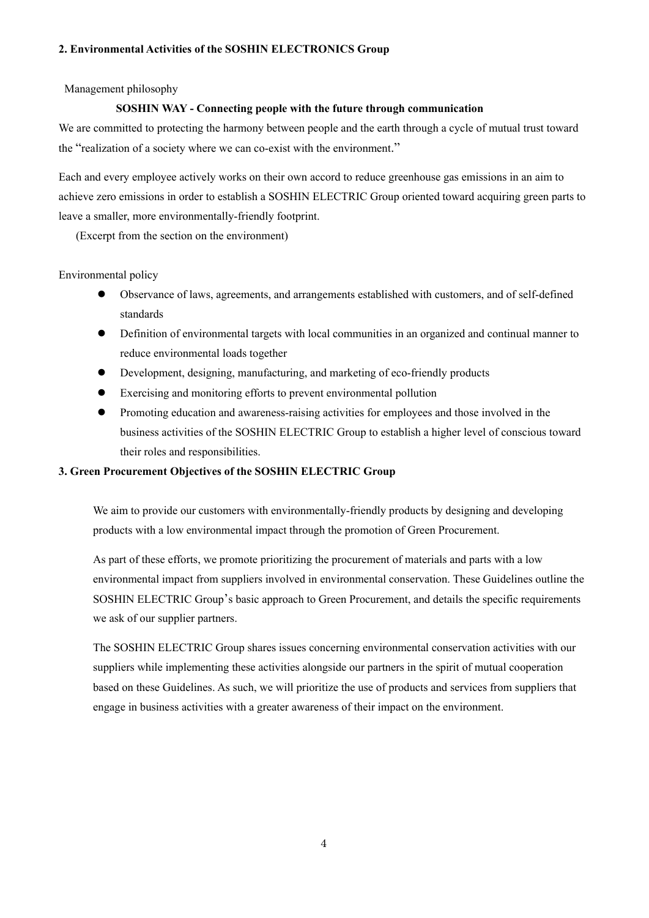## 2. Environmental Activities of the SOSHIN ELECTRONICS Group

Management philosophy

**SOSHIN WAY - Connecting people with the future through communication**

We are committed to protecting the harmony between people and the earth through a cycle of mutual trust toward the "realization of a society where we can co-exist with the environment."

Each and every employee actively works on their own accord to reduce greenhouse gas emissions in an aim to achieve zero emissions in order to establish a SOSHIN ELECTRIC Group oriented toward acquiring green parts to leave a smaller, more environmentally-friendly footprint.

(Excerpt from the section on the environment)

Environmental policy

- Observance of laws, agreements, and arrangements established with customers, and of self-defined standards
- Definition of environmental targets with local communities in an organized and continual manner to reduce environmental loads together
- Development, designing, manufacturing, and marketing of eco-friendly products
- Exercising and monitoring efforts to prevent environmental pollution
- Promoting education and awareness-raising activities for employees and those involved in the business activities of the SOSHIN ELECTRIC Group to establish a higher level of conscious toward their roles and responsibilities.

## 3. Green Procurement Objectives of the SOSHIN ELECTRIC Group

We aim to provide our customers with environmentally-friendly products by designing and developing products with a low environmental impact through the promotion of Green Procurement.

As part of these efforts, we promote prioritizing the procurement of materials and parts with a low environmental impact from suppliers involved in environmental conservation. These Guidelines outline the SOSHIN ELECTRIC Group's basic approach to Green Procurement, and details the specific requirements we ask of our supplier partners.

The SOSHIN ELECTRIC Group shares issues concerning environmental conservation activities with our suppliers while implementing these activities alongside our partners in the spirit of mutual cooperation based on these Guidelines. As such, we will prioritize the use of products and services from suppliers that engage in business activities with a greater awareness of their impact on the environment.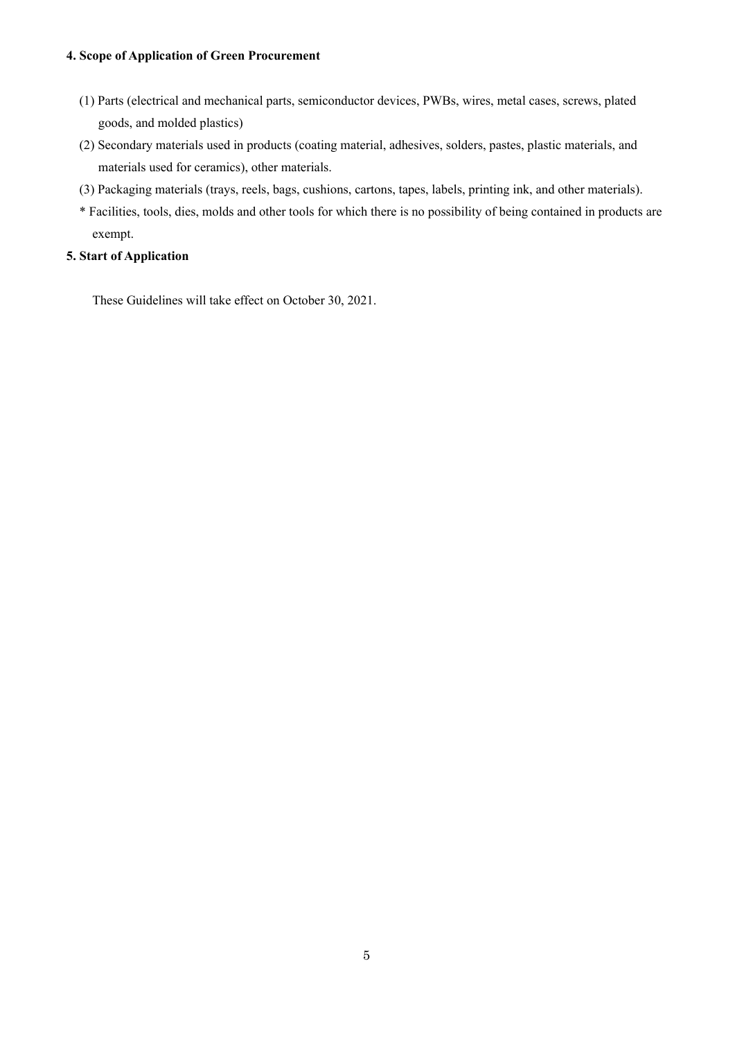## 4. Scope of Application of Green Procurement

(1) Parts (electrical and mechanical parts, semiconductor devices, PWBs, wires, metal cases, screws, plated goods, and molded plastics)

(2) Secondary materials used in products (coating material, adhesives, solders, pastes, plastic materials, and materials used for ceramics), other materials.

(3) Packaging materials (trays, reels, bags, cushions, cartons, tapes, labels, printing ink, and other materials).

\* Facilities, tools, dies, molds and other tools for which there is no possibility of being contained in products are exempt.

## 5. Start of Application

These Guidelines will take effect on October 30, 2021.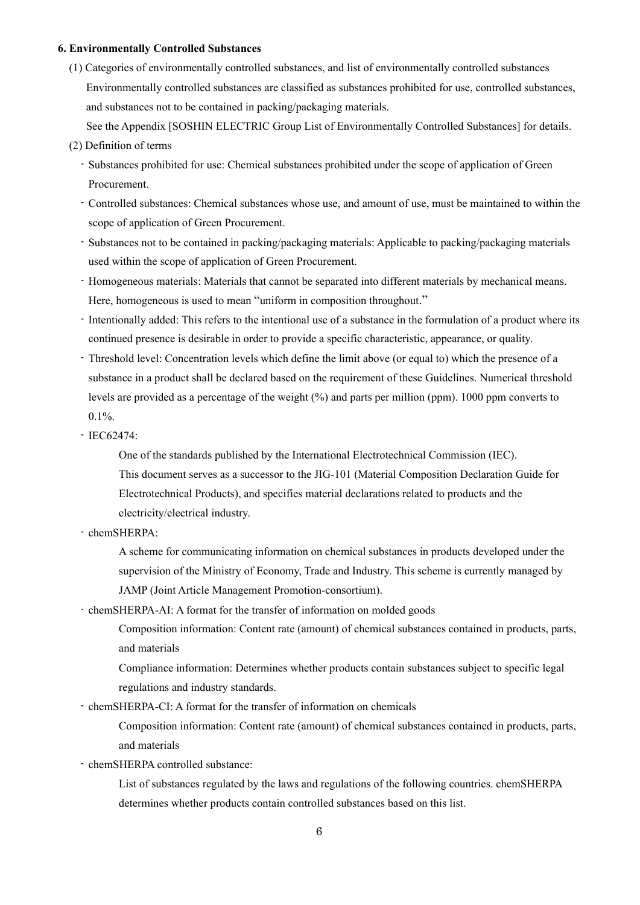**6. Environmentally Controlled Substances**

(1) Categories of environmentally controlled substances, and list of environmentally controlled substances

Environmentally controlled substances are classified as substances prohibited for use, controlled substances, and substances not to be contained in packing/packaging materials.

See the Appendix [SOSHIN ELECTRIC Group List of Environmentally Controlled Substances] for details.

(2) Definition of terms

- Substances prohibited for use: Chemical substances prohibited under the scope of application of Green Procurement.
- Controlled substances: Chemical substances whose use, and amount of use, must be maintained to within the scope of application of Green Procurement.
- Substances not to be contained in packing/packaging materials: Applicable to packing/packaging materials used within the scope of application of Green Procurement.
- Homogeneous materials: Materials that cannot be separated into different materials by mechanical means. Here, homogeneous is used to mean "uniform in composition throughout."
- Intentionally added: This refers to the intentional use of a substance in the formulation of a product where its continued presence is desirable in order to provide a specific characteristic, appearance, or quality.
- Threshold level: Concentration levels which define the limit above (or equal to) which the presence of a substance in a product shall be declared based on the requirement of these Guidelines. Numerical threshold levels are provided as a percentage of the weight (%) and parts per million (ppm). 1000 ppm converts to 0.1%.
- IEC62474:

  One of the standards published by the International Electrotechnical Commission (IEC).
  This document serves as a successor to the JIG-101 (Material Composition Declaration Guide for Electrotechnical Products), and specifies material declarations related to products and the electricity/electrical industry.
- chemSHERPA:

  A scheme for communicating information on chemical substances in products developed under the supervision of the Ministry of Economy, Trade and Industry. This scheme is currently managed by JAMP (Joint Article Management Promotion-consortium).
- chemSHERPA-AI: A format for the transfer of information on molded goods

  Composition information: Content rate (amount) of chemical substances contained in products, parts, and materials

  Compliance information: Determines whether products contain substances subject to specific legal regulations and industry standards.
- chemSHERPA-CI: A format for the transfer of information on chemicals

  Composition information: Content rate (amount) of chemical substances contained in products, parts, and materials
- chemSHERPA controlled substance:

  List of substances regulated by the laws and regulations of the following countries. chemSHERPA determines whether products contain controlled substances based on this list.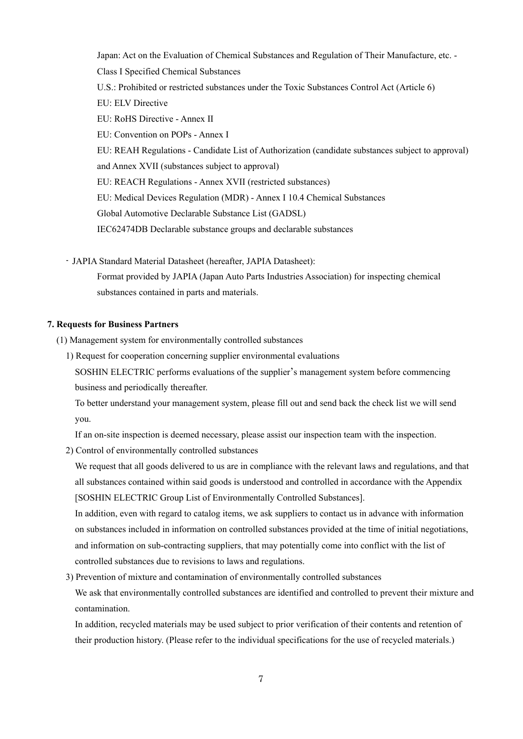Japan: Act on the Evaluation of Chemical Substances and Regulation of Their Manufacture, etc. - Class I Specified Chemical Substances

U.S.: Prohibited or restricted substances under the Toxic Substances Control Act (Article 6)

EU: ELV Directive

EU: RoHS Directive - Annex II

EU: Convention on POPs - Annex I

EU: REAH Regulations - Candidate List of Authorization (candidate substances subject to approval) and Annex XVII (substances subject to approval)

EU: REACH Regulations - Annex XVII (restricted substances)

EU: Medical Devices Regulation (MDR) - Annex I 10.4 Chemical Substances

Global Automotive Declarable Substance List (GADSL)

IEC62474DB Declarable substance groups and declarable substances

- JAPIA Standard Material Datasheet (hereafter, JAPIA Datasheet):

  Format provided by JAPIA (Japan Auto Parts Industries Association) for inspecting chemical substances contained in parts and materials.

**7. Requests for Business Partners**

(1) Management system for environmentally controlled substances

1) Request for cooperation concerning supplier environmental evaluations

SOSHIN ELECTRIC performs evaluations of the supplier's management system before commencing business and periodically thereafter.

To better understand your management system, please fill out and send back the check list we will send you.

If an on-site inspection is deemed necessary, please assist our inspection team with the inspection.

2) Control of environmentally controlled substances

We request that all goods delivered to us are in compliance with the relevant laws and regulations, and that all substances contained within said goods is understood and controlled in accordance with the Appendix [SOSHIN ELECTRIC Group List of Environmentally Controlled Substances].

In addition, even with regard to catalog items, we ask suppliers to contact us in advance with information on substances included in information on controlled substances provided at the time of initial negotiations, and information on sub-contracting suppliers, that may potentially come into conflict with the list of controlled substances due to revisions to laws and regulations.

3) Prevention of mixture and contamination of environmentally controlled substances

We ask that environmentally controlled substances are identified and controlled to prevent their mixture and contamination.

In addition, recycled materials may be used subject to prior verification of their contents and retention of their production history. (Please refer to the individual specifications for the use of recycled materials.)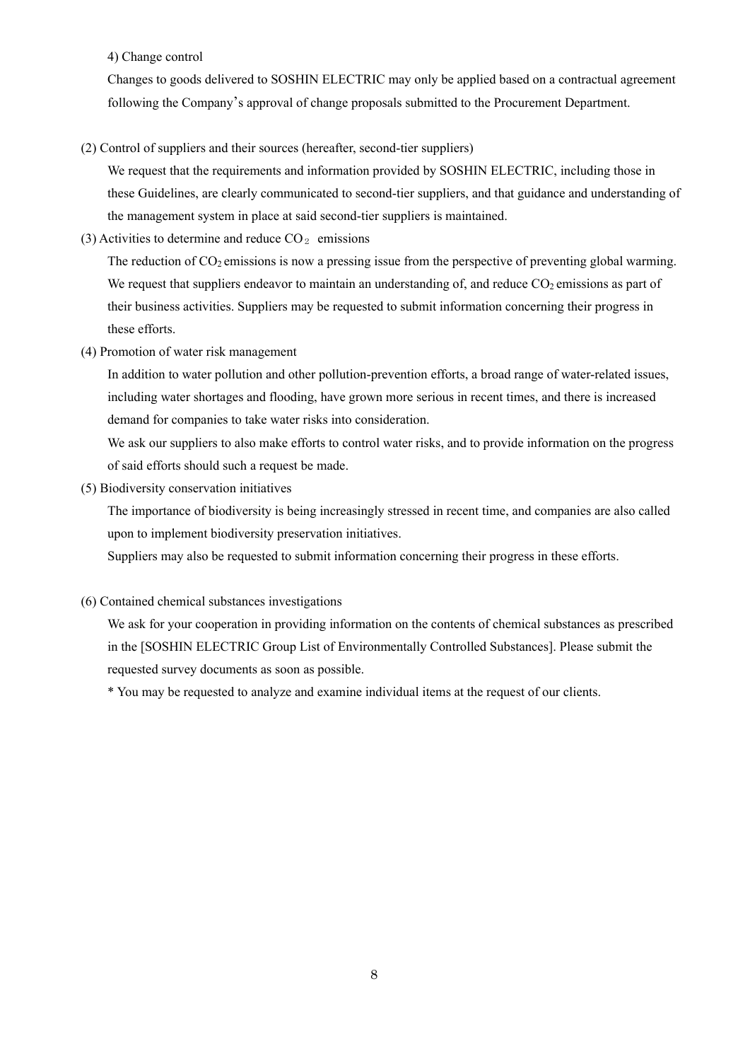4) Change control

Changes to goods delivered to SOSHIN ELECTRIC may only be applied based on a contractual agreement following the Company's approval of change proposals submitted to the Procurement Department.

(2) Control of suppliers and their sources (hereafter, second-tier suppliers)

We request that the requirements and information provided by SOSHIN ELECTRIC, including those in these Guidelines, are clearly communicated to second-tier suppliers, and that guidance and understanding of the management system in place at said second-tier suppliers is maintained.

(3) Activities to determine and reduce $CO_2$ emissions

The reduction of $CO_2$ emissions is now a pressing issue from the perspective of preventing global warming. We request that suppliers endeavor to maintain an understanding of, and reduce $CO_2$ emissions as part of their business activities. Suppliers may be requested to submit information concerning their progress in these efforts.

(4) Promotion of water risk management

In addition to water pollution and other pollution-prevention efforts, a broad range of water-related issues, including water shortages and flooding, have grown more serious in recent times, and there is increased demand for companies to take water risks into consideration.

We ask our suppliers to also make efforts to control water risks, and to provide information on the progress of said efforts should such a request be made.

(5) Biodiversity conservation initiatives

The importance of biodiversity is being increasingly stressed in recent time, and companies are also called upon to implement biodiversity preservation initiatives.

Suppliers may also be requested to submit information concerning their progress in these efforts.

(6) Contained chemical substances investigations

We ask for your cooperation in providing information on the contents of chemical substances as prescribed in the [SOSHIN ELECTRIC Group List of Environmentally Controlled Substances]. Please submit the requested survey documents as soon as possible.

* You may be requested to analyze and examine individual items at the request of our clients.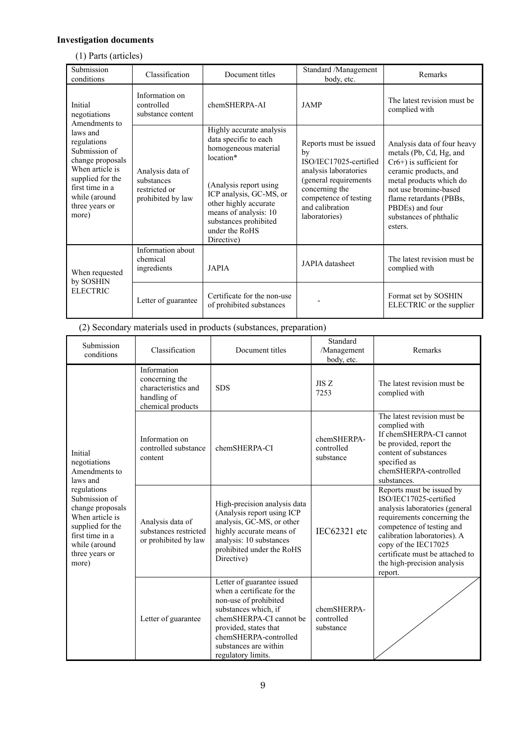**Investigation documents**

(1) Parts (articles)

| Submission conditions | Classification | Document titles | Standard /Management body, etc. | Remarks |
|---|---|---|---|---|
| Initial negotiations Amendments to laws and regulations Submission of change proposals When article is supplied for the first time in a while (around three years or more) | Information on controlled substance content | chemSHERPA-AI | JAMP | The latest revision must be complied with |
| | Analysis data of substances restricted or prohibited by law | Highly accurate analysis data specific to each homogeneous material location* (Analysis report using ICP analysis, GC-MS, or other highly accurate means of analysis: 10 substances prohibited under the RoHS Directive) | Reports must be issued by ISO/IEC17025-certified analysis laboratories (general requirements concerning the competence of testing and calibration laboratories) | Analysis data of four heavy metals (Pb, Cd, Hg, and Cr6+) is sufficient for ceramic products, and metal products which do not use bromine-based flame retardants (PBBs, PBDEs) and four substances of phthalic esters. |
| When requested by SOSHIN ELECTRIC | Information about chemical ingredients | JAPIA | JAPIA datasheet | The latest revision must be complied with |
| | Letter of guarantee | Certificate for the non-use of prohibited substances | - | Format set by SOSHIN ELECTRIC or the supplier |

(2) Secondary materials used in products (substances, preparation)

| Submission conditions | Classification | Document titles | Standard /Management body, etc. | Remarks |
|---|---|---|---|---|
| Initial negotiations Amendments to laws and regulations Submission of change proposals When article is supplied for the first time in a while (around three years or more) | Information concerning the characteristics and handling of chemical products | SDS | JIS Z 7253 | The latest revision must be complied with |
| | Information on controlled substance content | chemSHERPA-CI | chemSHERPA-controlled substance | The latest revision must be complied with If chemSHERPA-CI cannot be provided, report the content of substances specified as chemSHERPA-controlled substances. |
| | Analysis data of substances restricted or prohibited by law | High-precision analysis data (Analysis report using ICP analysis, GC-MS, or other highly accurate means of analysis: 10 substances prohibited under the RoHS Directive) | IEC62321 etc | Reports must be issued by ISO/IEC17025-certified analysis laboratories (general requirements concerning the competence of testing and calibration laboratories). A copy of the IEC17025 certificate must be attached to the high-precision analysis report. |
| | Letter of guarantee | Letter of guarantee issued when a certificate for the non-use of prohibited substances which, if chemSHERPA-CI cannot be provided, states that chemSHERPA-controlled substances are within regulatory limits. | chemSHERPA-controlled substance | |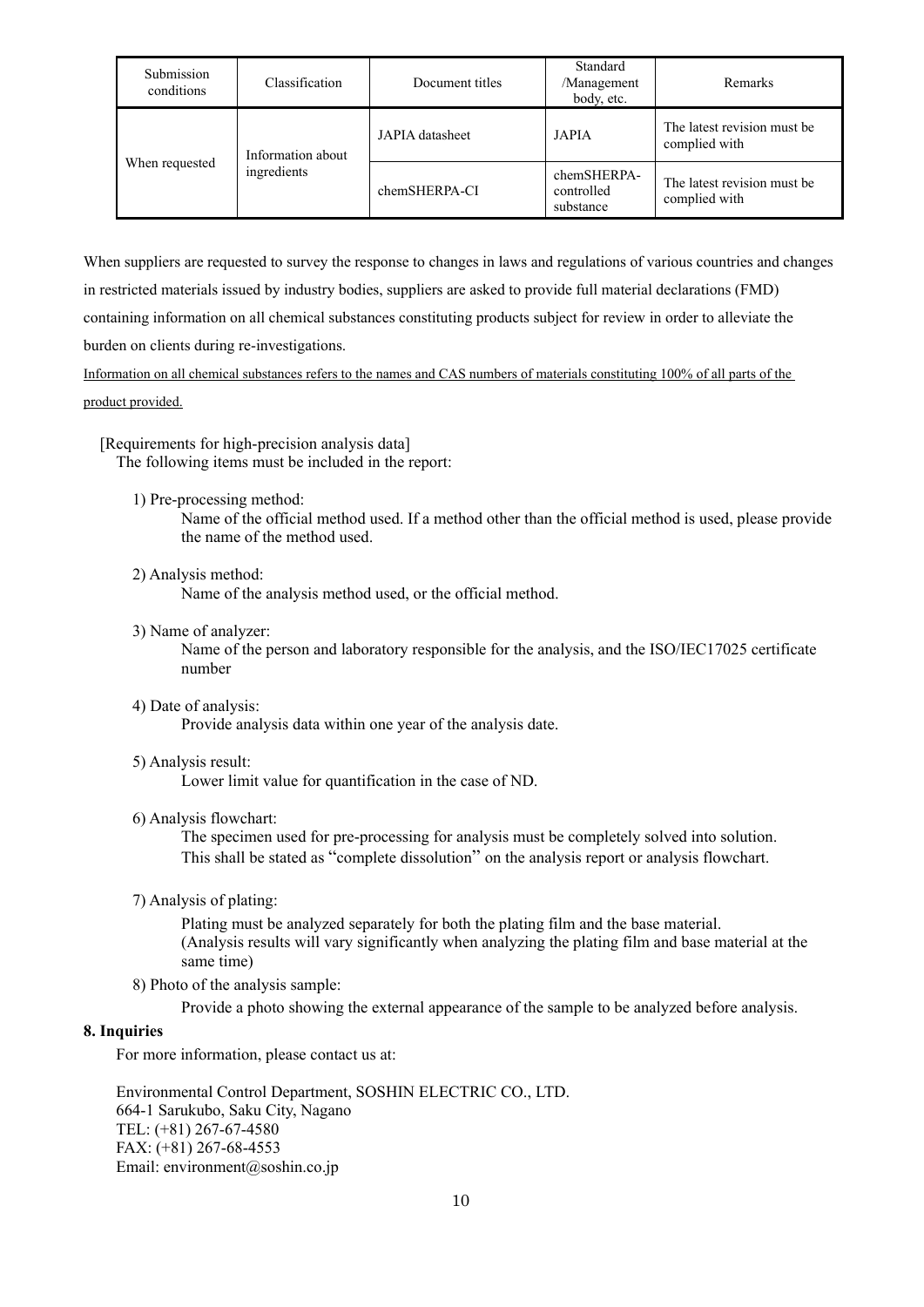| Submission conditions | Classification | Document titles | Standard /Management body, etc. | Remarks |
|---|---|---|---|---|
| When requested | Information about ingredients | JAPIA datasheet | JAPIA | The latest revision must be complied with |
| | | chemSHERPA-CI | chemSHERPA-controlled substance | The latest revision must be complied with |

When suppliers are requested to survey the response to changes in laws and regulations of various countries and changes in restricted materials issued by industry bodies, suppliers are asked to provide full material declarations (FMD) containing information on all chemical substances constituting products subject for review in order to alleviate the burden on clients during re-investigations.

Information on all chemical substances refers to the names and CAS numbers of materials constituting 100% of all parts of the product provided.

[Requirements for high-precision analysis data]
The following items must be included in the report:

1) Pre-processing method:
Name of the official method used. If a method other than the official method is used, please provide the name of the method used.

2) Analysis method:
Name of the analysis method used, or the official method.

3) Name of analyzer:
Name of the person and laboratory responsible for the analysis, and the ISO/IEC17025 certificate number

4) Date of analysis:
Provide analysis data within one year of the analysis date.

5) Analysis result:
Lower limit value for quantification in the case of ND.

6) Analysis flowchart:
The specimen used for pre-processing for analysis must be completely solved into solution. This shall be stated as "complete dissolution" on the analysis report or analysis flowchart.

7) Analysis of plating:
Plating must be analyzed separately for both the plating film and the base material. (Analysis results will vary significantly when analyzing the plating film and base material at the same time)

8) Photo of the analysis sample:
Provide a photo showing the external appearance of the sample to be analyzed before analysis.

**8. Inquiries**

For more information, please contact us at:

Environmental Control Department, SOSHIN ELECTRIC CO., LTD.
664-1 Sarukubo, Saku City, Nagano
TEL: (+81) 267-67-4580
FAX: (+81) 267-68-4553
Email: environment@soshin.co.jp